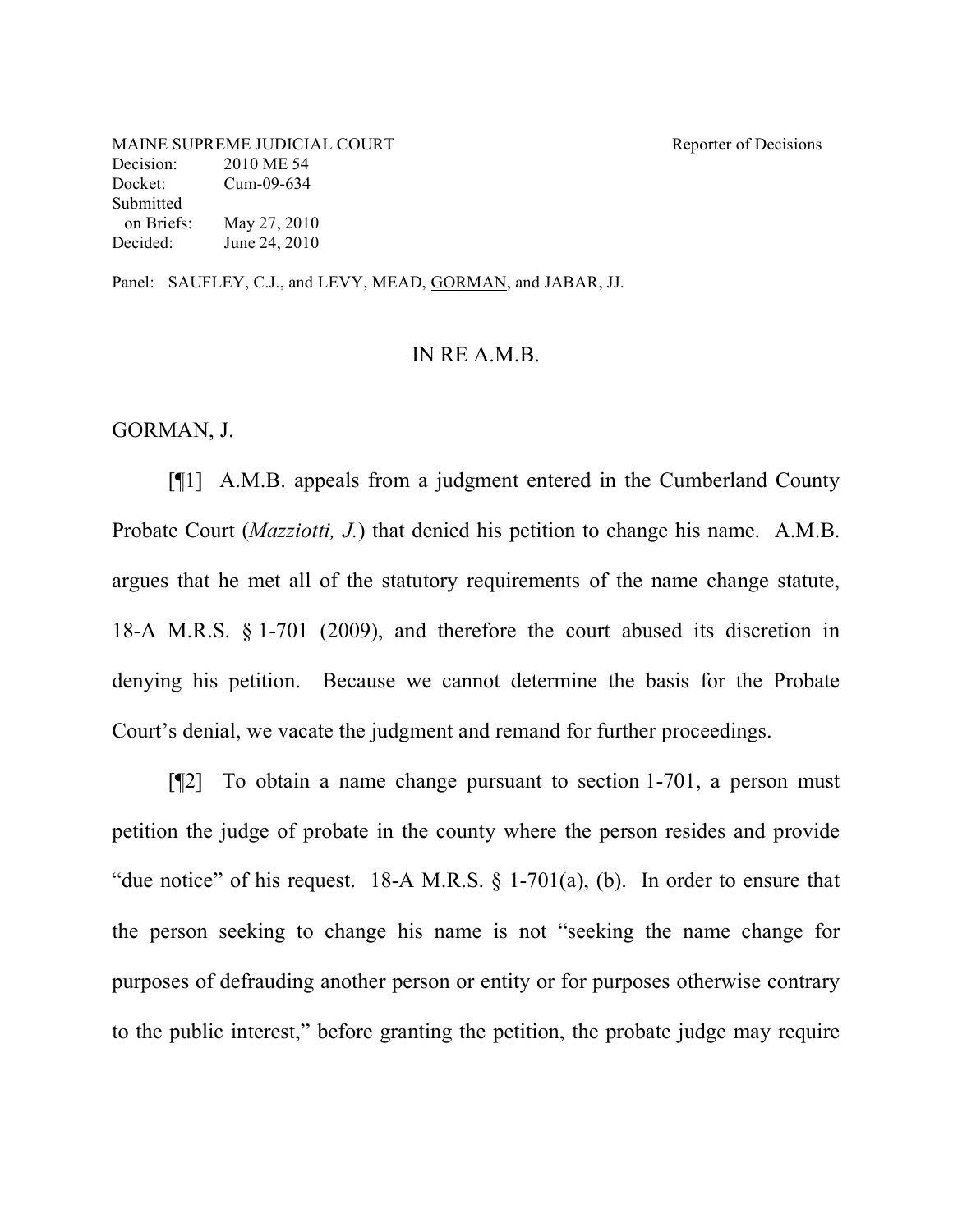MAINE SUPREME JUDICIAL COURT Reporter of Decisions
Decision: 2010 ME 54
Docket: Cum-09-634
Submitted
on Briefs: May 27, 2010
Decided: June 24, 2010

Panel: SAUFLEY, C.J., and LEVY, MEAD, GORMAN, and JABAR, JJ.

# IN RE A.M.B.

GORMAN, J.

[¶1] A.M.B. appeals from a judgment entered in the Cumberland County Probate Court (*Mazziotti, J.*) that denied his petition to change his name. A.M.B. argues that he met all of the statutory requirements of the name change statute, 18-A M.R.S. § 1-701 (2009), and therefore the court abused its discretion in denying his petition. Because we cannot determine the basis for the Probate Court's denial, we vacate the judgment and remand for further proceedings.

[¶2] To obtain a name change pursuant to section 1-701, a person must petition the judge of probate in the county where the person resides and provide "due notice" of his request. 18-A M.R.S. § 1-701(a), (b). In order to ensure that the person seeking to change his name is not "seeking the name change for purposes of defrauding another person or entity or for purposes otherwise contrary to the public interest," before granting the petition, the probate judge may require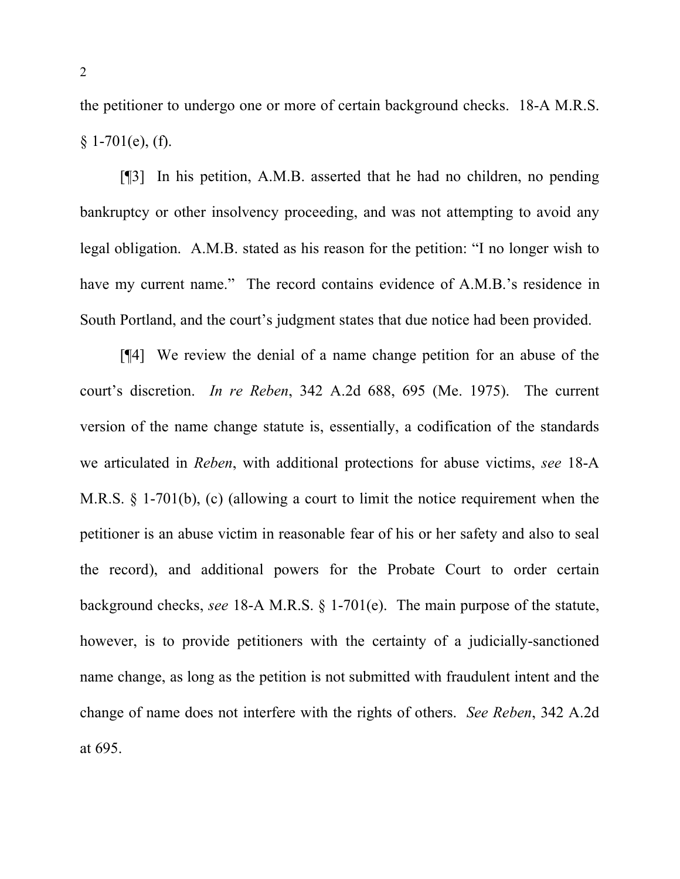the petitioner to undergo one or more of certain background checks. 18-A M.R.S. § 1-701(e), (f).

[¶3] In his petition, A.M.B. asserted that he had no children, no pending bankruptcy or other insolvency proceeding, and was not attempting to avoid any legal obligation. A.M.B. stated as his reason for the petition: "I no longer wish to have my current name." The record contains evidence of A.M.B.'s residence in South Portland, and the court's judgment states that due notice had been provided.

[¶4] We review the denial of a name change petition for an abuse of the court's discretion. *In re Reben*, 342 A.2d 688, 695 (Me. 1975). The current version of the name change statute is, essentially, a codification of the standards we articulated in *Reben*, with additional protections for abuse victims, *see* 18-A M.R.S. § 1-701(b), (c) (allowing a court to limit the notice requirement when the petitioner is an abuse victim in reasonable fear of his or her safety and also to seal the record), and additional powers for the Probate Court to order certain background checks, *see* 18-A M.R.S. § 1-701(e). The main purpose of the statute, however, is to provide petitioners with the certainty of a judicially-sanctioned name change, as long as the petition is not submitted with fraudulent intent and the change of name does not interfere with the rights of others. *See Reben*, 342 A.2d at 695.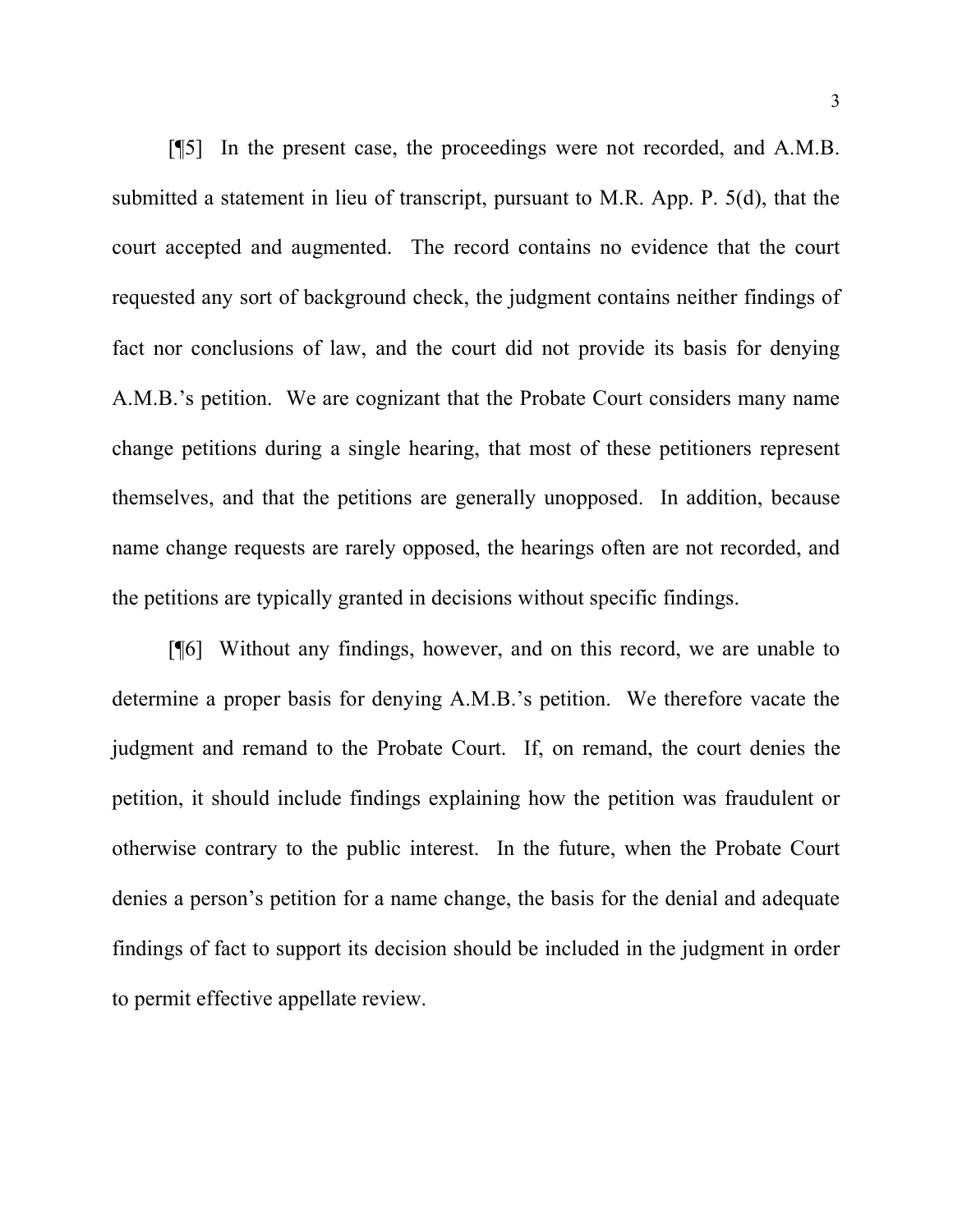[¶5] In the present case, the proceedings were not recorded, and A.M.B. submitted a statement in lieu of transcript, pursuant to M.R. App. P. 5(d), that the court accepted and augmented. The record contains no evidence that the court requested any sort of background check, the judgment contains neither findings of fact nor conclusions of law, and the court did not provide its basis for denying A.M.B.'s petition. We are cognizant that the Probate Court considers many name change petitions during a single hearing, that most of these petitioners represent themselves, and that the petitions are generally unopposed. In addition, because name change requests are rarely opposed, the hearings often are not recorded, and the petitions are typically granted in decisions without specific findings.

[¶6] Without any findings, however, and on this record, we are unable to determine a proper basis for denying A.M.B.'s petition. We therefore vacate the judgment and remand to the Probate Court. If, on remand, the court denies the petition, it should include findings explaining how the petition was fraudulent or otherwise contrary to the public interest. In the future, when the Probate Court denies a person's petition for a name change, the basis for the denial and adequate findings of fact to support its decision should be included in the judgment in order to permit effective appellate review.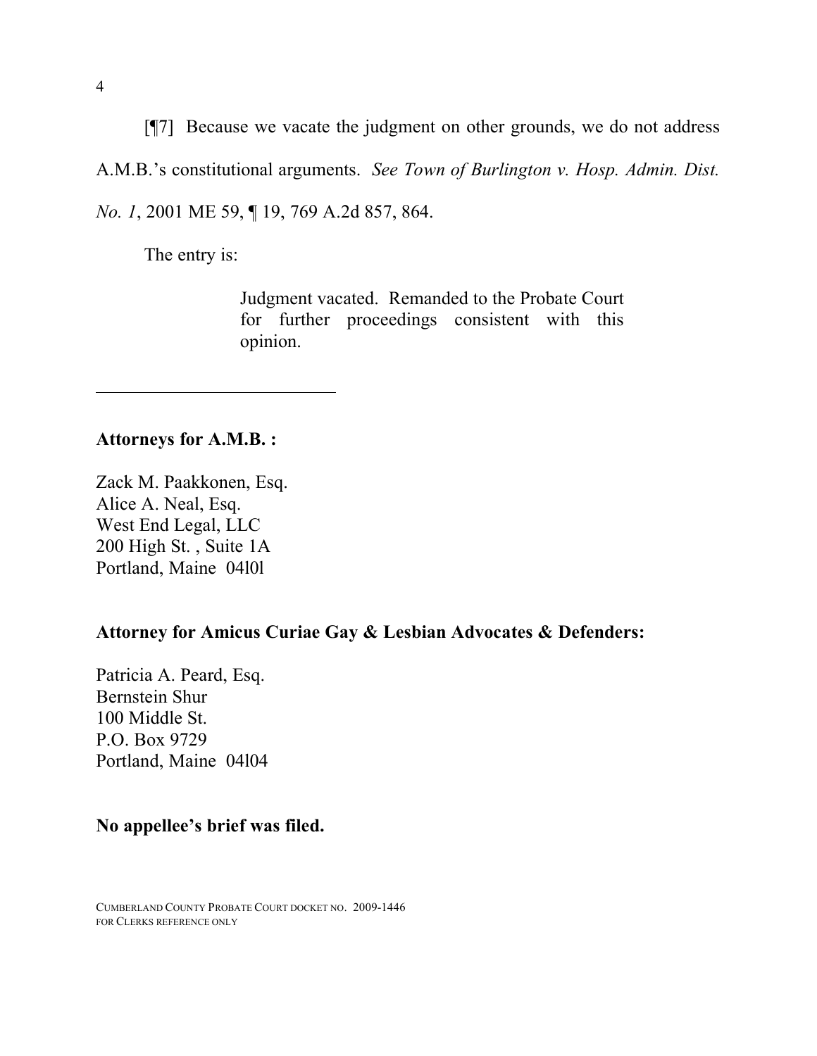[¶7] Because we vacate the judgment on other grounds, we do not address A.M.B.'s constitutional arguments. *See Town of Burlington v. Hosp. Admin. Dist. No. 1*, 2001 ME 59, ¶ 19, 769 A.2d 857, 864.

The entry is:

> Judgment vacated. Remanded to the Probate Court for further proceedings consistent with this opinion.

---

**Attorneys for A.M.B. :**

Zack M. Paakkonen, Esq.
Alice A. Neal, Esq.
West End Legal, LLC
200 High St. , Suite 1A
Portland, Maine 04l0l

**Attorney for Amicus Curiae Gay & Lesbian Advocates & Defenders:**

Patricia A. Peard, Esq.
Bernstein Shur
100 Middle St.
P.O. Box 9729
Portland, Maine 04l04

**No appellee's brief was filed.**

CUMBERLAND COUNTY PROBATE COURT DOCKET NO. 2009-1446
FOR CLERKS REFERENCE ONLY